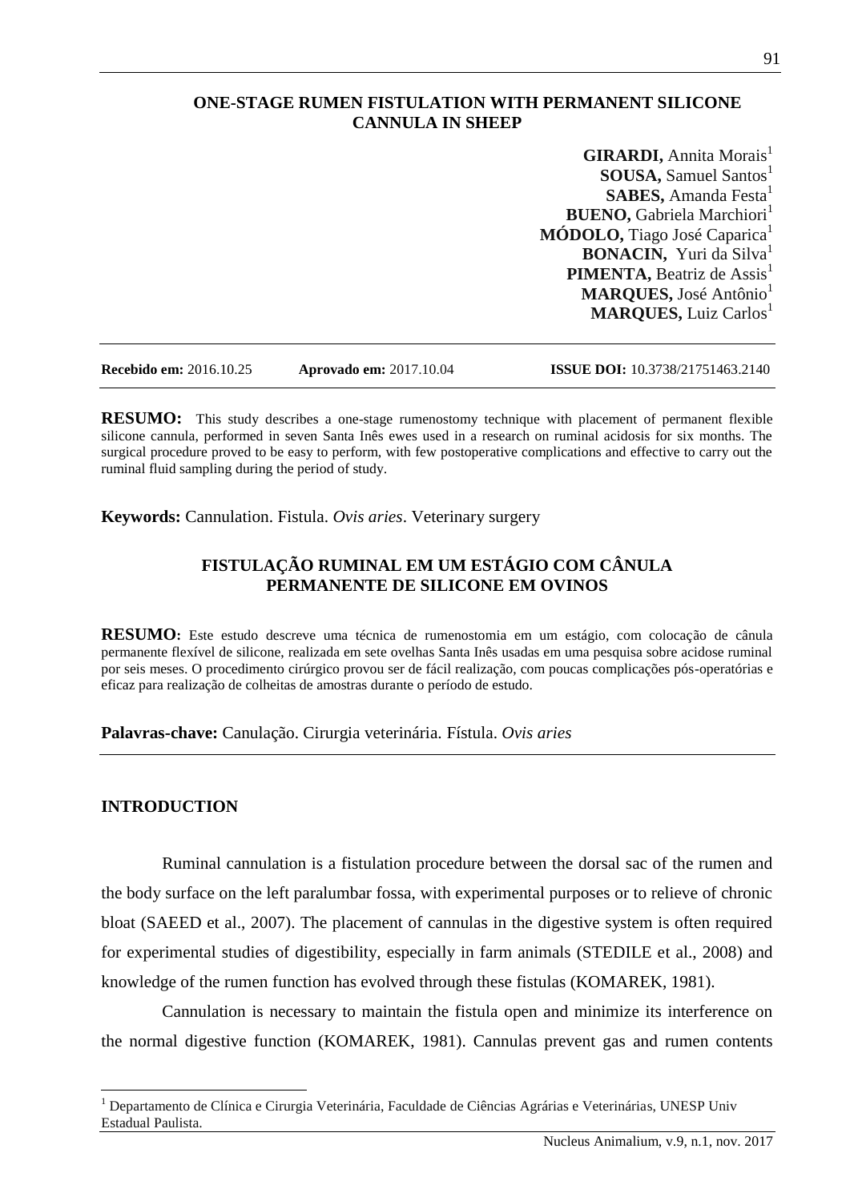# ONE-STAGE RUMEN FISTULATION WITH PERMANENT SILICONE CANNULA IN SHEEP

**GIRARDI,** Annita Morais[1]
**SOUSA,** Samuel Santos[1]
**SABES,** Amanda Festa[1]
**BUENO,** Gabriela Marchiori[1]
**MÓDOLO,** Tiago José Caparica[1]
**BONACIN,** Yuri da Silva[1]
**PIMENTA,** Beatriz de Assis[1]
**MARQUES,** José Antônio[1]
**MARQUES,** Luiz Carlos[1]

**Recebido em:** 2016.10.25 **Aprovado em:** 2017.10.04 **ISSUE DOI:** 10.3738/21751463.2140

**RESUMO:** This study describes a one-stage rumenostomy technique with placement of permanent flexible silicone cannula, performed in seven Santa Inês ewes used in a research on ruminal acidosis for six months. The surgical procedure proved to be easy to perform, with few postoperative complications and effective to carry out the ruminal fluid sampling during the period of study.

**Keywords:** Cannulation. Fistula. *Ovis aries*. Veterinary surgery

## FISTULAÇÃO RUMINAL EM UM ESTÁGIO COM CÂNULA PERMANENTE DE SILICONE EM OVINOS

**RESUMO:** Este estudo descreve uma técnica de rumenostomia em um estágio, com colocação de cânula permanente flexível de silicone, realizada em sete ovelhas Santa Inês usadas em uma pesquisa sobre acidose ruminal por seis meses. O procedimento cirúrgico provou ser de fácil realização, com poucas complicações pós-operatórias e eficaz para realização de colheitas de amostras durante o período de estudo.

**Palavras-chave:** Canulação. Cirurgia veterinária. Fístula. *Ovis aries*

## INTRODUCTION

Ruminal cannulation is a fistulation procedure between the dorsal sac of the rumen and the body surface on the left paralumbar fossa, with experimental purposes or to relieve of chronic bloat (SAEED et al., 2007). The placement of cannulas in the digestive system is often required for experimental studies of digestibility, especially in farm animals (STEDILE et al., 2008) and knowledge of the rumen function has evolved through these fistulas (KOMAREK, 1981).

Cannulation is necessary to maintain the fistula open and minimize its interference on the normal digestive function (KOMAREK, 1981). Cannulas prevent gas and rumen contents

[1] Departamento de Clínica e Cirurgia Veterinária, Faculdade de Ciências Agrárias e Veterinárias, UNESP Univ Estadual Paulista.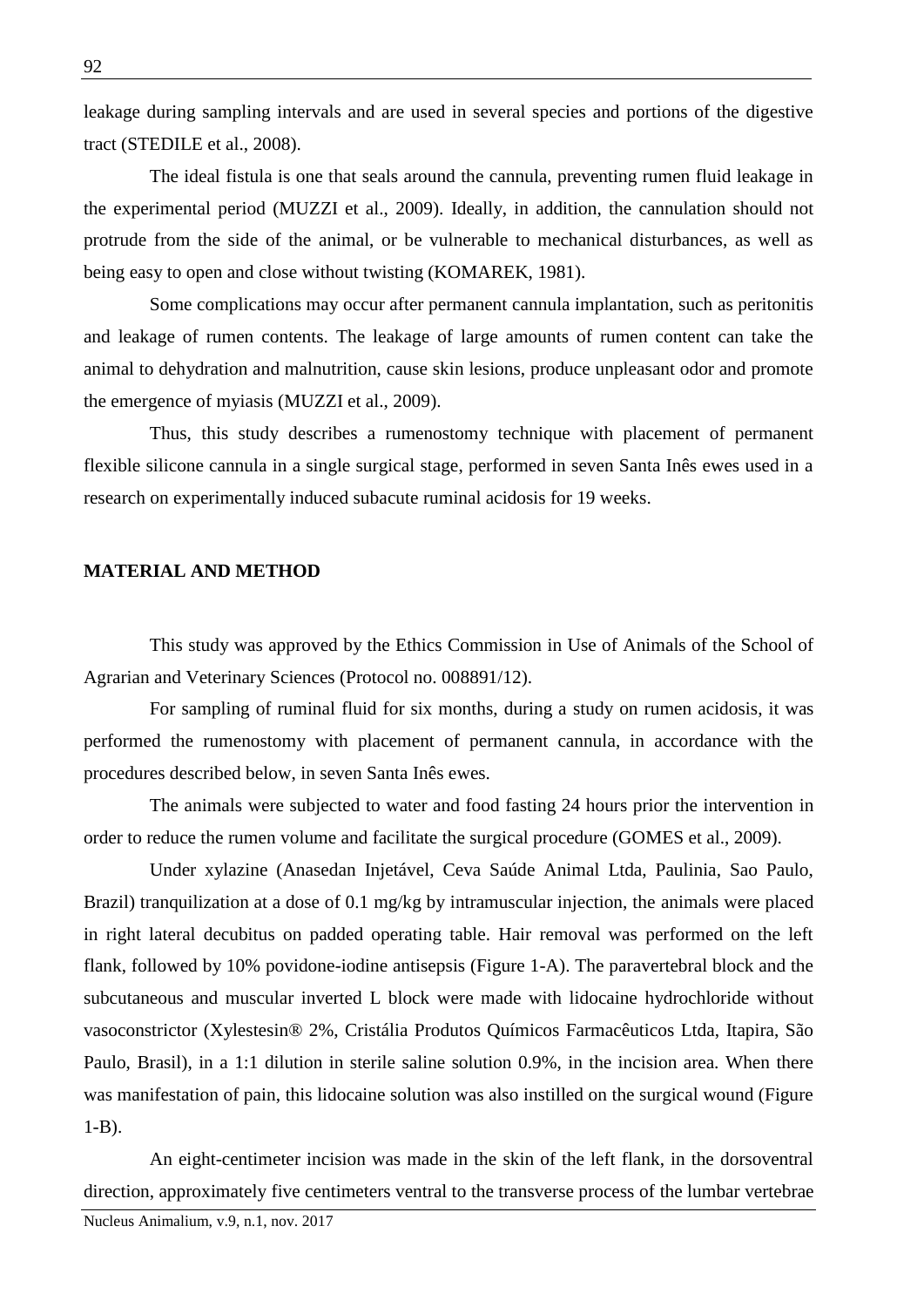leakage during sampling intervals and are used in several species and portions of the digestive tract (STEDILE et al., 2008).

The ideal fistula is one that seals around the cannula, preventing rumen fluid leakage in the experimental period (MUZZI et al., 2009). Ideally, in addition, the cannulation should not protrude from the side of the animal, or be vulnerable to mechanical disturbances, as well as being easy to open and close without twisting (KOMAREK, 1981).

Some complications may occur after permanent cannula implantation, such as peritonitis and leakage of rumen contents. The leakage of large amounts of rumen content can take the animal to dehydration and malnutrition, cause skin lesions, produce unpleasant odor and promote the emergence of myiasis (MUZZI et al., 2009).

Thus, this study describes a rumenostomy technique with placement of permanent flexible silicone cannula in a single surgical stage, performed in seven Santa Inês ewes used in a research on experimentally induced subacute ruminal acidosis for 19 weeks.

## MATERIAL AND METHOD

This study was approved by the Ethics Commission in Use of Animals of the School of Agrarian and Veterinary Sciences (Protocol no. 008891/12).

For sampling of ruminal fluid for six months, during a study on rumen acidosis, it was performed the rumenostomy with placement of permanent cannula, in accordance with the procedures described below, in seven Santa Inês ewes.

The animals were subjected to water and food fasting 24 hours prior the intervention in order to reduce the rumen volume and facilitate the surgical procedure (GOMES et al., 2009).

Under xylazine (Anasedan Injetável, Ceva Saúde Animal Ltda, Paulinia, Sao Paulo, Brazil) tranquilization at a dose of 0.1 mg/kg by intramuscular injection, the animals were placed in right lateral decubitus on padded operating table. Hair removal was performed on the left flank, followed by 10% povidone-iodine antisepsis (Figure 1-A). The paravertebral block and the subcutaneous and muscular inverted L block were made with lidocaine hydrochloride without vasoconstrictor (Xylestesin® 2%, Cristália Produtos Químicos Farmacêuticos Ltda, Itapira, São Paulo, Brasil), in a 1:1 dilution in sterile saline solution 0.9%, in the incision area. When there was manifestation of pain, this lidocaine solution was also instilled on the surgical wound (Figure 1-B).

An eight-centimeter incision was made in the skin of the left flank, in the dorsoventral direction, approximately five centimeters ventral to the transverse process of the lumbar vertebrae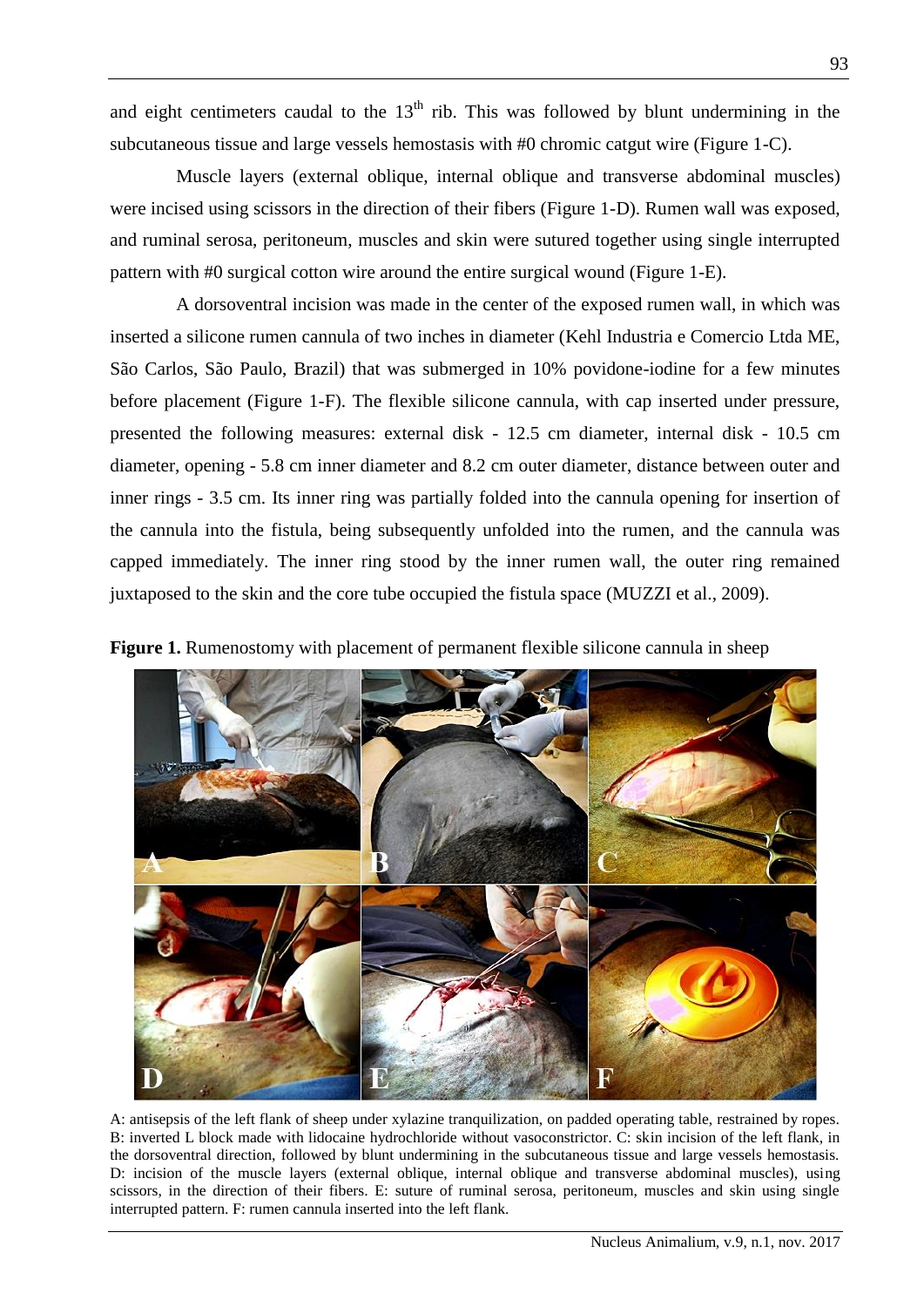and eight centimeters caudal to the $13^{th}$ rib. This was followed by blunt undermining in the subcutaneous tissue and large vessels hemostasis with #0 chromic catgut wire (Figure 1-C).

Muscle layers (external oblique, internal oblique and transverse abdominal muscles) were incised using scissors in the direction of their fibers (Figure 1-D). Rumen wall was exposed, and ruminal serosa, peritoneum, muscles and skin were sutured together using single interrupted pattern with #0 surgical cotton wire around the entire surgical wound (Figure 1-E).

A dorsoventral incision was made in the center of the exposed rumen wall, in which was inserted a silicone rumen cannula of two inches in diameter (Kehl Industria e Comercio Ltda ME, São Carlos, São Paulo, Brazil) that was submerged in 10% povidone-iodine for a few minutes before placement (Figure 1-F). The flexible silicone cannula, with cap inserted under pressure, presented the following measures: external disk - 12.5 cm diameter, internal disk - 10.5 cm diameter, opening - 5.8 cm inner diameter and 8.2 cm outer diameter, distance between outer and inner rings - 3.5 cm. Its inner ring was partially folded into the cannula opening for insertion of the cannula into the fistula, being subsequently unfolded into the rumen, and the cannula was capped immediately. The inner ring stood by the inner rumen wall, the outer ring remained juxtaposed to the skin and the core tube occupied the fistula space (MUZZI et al., 2009).

**Figure 1.** Rumenostomy with placement of permanent flexible silicone cannula in sheep

A: antisepsis of the left flank of sheep under xylazine tranquilization, on padded operating table, restrained by ropes. B: inverted L block made with lidocaine hydrochloride without vasoconstrictor. C: skin incision of the left flank, in the dorsoventral direction, followed by blunt undermining in the subcutaneous tissue and large vessels hemostasis. D: incision of the muscle layers (external oblique, internal oblique and transverse abdominal muscles), using scissors, in the direction of their fibers. E: suture of ruminal serosa, peritoneum, muscles and skin using single interrupted pattern. F: rumen cannula inserted into the left flank.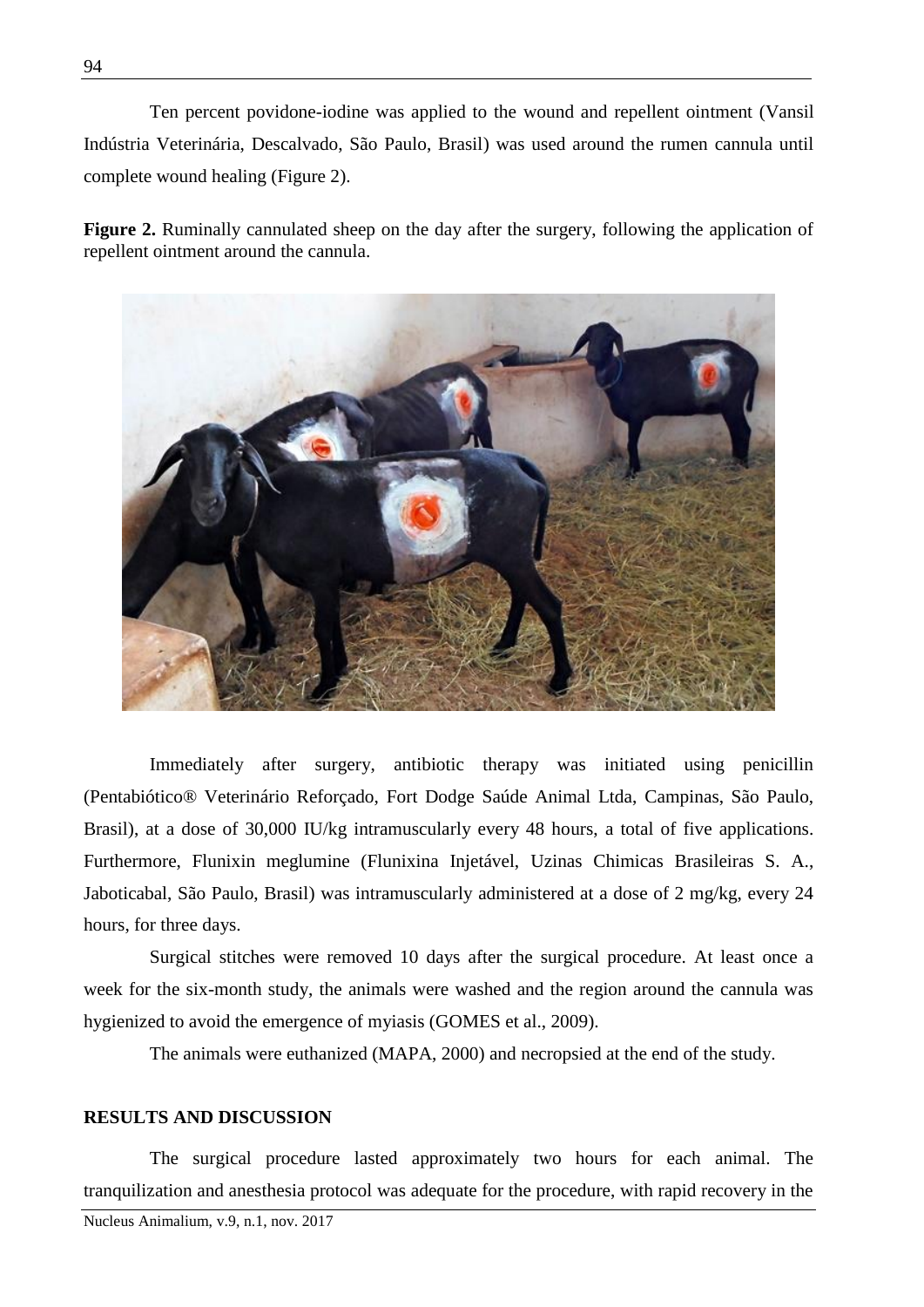Ten percent povidone-iodine was applied to the wound and repellent ointment (Vansil Indústria Veterinária, Descalvado, São Paulo, Brasil) was used around the rumen cannula until complete wound healing (Figure 2).

**Figure 2.** Ruminally cannulated sheep on the day after the surgery, following the application of repellent ointment around the cannula.

Immediately after surgery, antibiotic therapy was initiated using penicillin (Pentabiótico® Veterinário Reforçado, Fort Dodge Saúde Animal Ltda, Campinas, São Paulo, Brasil), at a dose of 30,000 IU/kg intramuscularly every 48 hours, a total of five applications. Furthermore, Flunixin meglumine (Flunixina Injetável, Uzinas Chimicas Brasileiras S. A., Jaboticabal, São Paulo, Brasil) was intramuscularly administered at a dose of 2 mg/kg, every 24 hours, for three days.

Surgical stitches were removed 10 days after the surgical procedure. At least once a week for the six-month study, the animals were washed and the region around the cannula was hygienized to avoid the emergence of myiasis (GOMES et al., 2009).

The animals were euthanized (MAPA, 2000) and necropsied at the end of the study.

## RESULTS AND DISCUSSION

The surgical procedure lasted approximately two hours for each animal. The tranquilization and anesthesia protocol was adequate for the procedure, with rapid recovery in the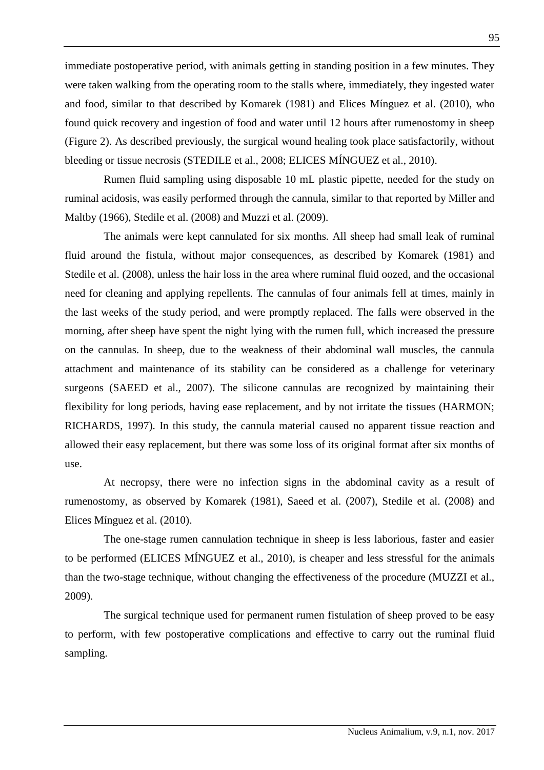immediate postoperative period, with animals getting in standing position in a few minutes. They were taken walking from the operating room to the stalls where, immediately, they ingested water and food, similar to that described by Komarek (1981) and Elices Mínguez et al. (2010), who found quick recovery and ingestion of food and water until 12 hours after rumenostomy in sheep (Figure 2). As described previously, the surgical wound healing took place satisfactorily, without bleeding or tissue necrosis (STEDILE et al., 2008; ELICES MÍNGUEZ et al., 2010).

Rumen fluid sampling using disposable 10 mL plastic pipette, needed for the study on ruminal acidosis, was easily performed through the cannula, similar to that reported by Miller and Maltby (1966), Stedile et al. (2008) and Muzzi et al. (2009).

The animals were kept cannulated for six months. All sheep had small leak of ruminal fluid around the fistula, without major consequences, as described by Komarek (1981) and Stedile et al. (2008), unless the hair loss in the area where ruminal fluid oozed, and the occasional need for cleaning and applying repellents. The cannulas of four animals fell at times, mainly in the last weeks of the study period, and were promptly replaced. The falls were observed in the morning, after sheep have spent the night lying with the rumen full, which increased the pressure on the cannulas. In sheep, due to the weakness of their abdominal wall muscles, the cannula attachment and maintenance of its stability can be considered as a challenge for veterinary surgeons (SAEED et al., 2007). The silicone cannulas are recognized by maintaining their flexibility for long periods, having ease replacement, and by not irritate the tissues (HARMON; RICHARDS, 1997). In this study, the cannula material caused no apparent tissue reaction and allowed their easy replacement, but there was some loss of its original format after six months of use.

At necropsy, there were no infection signs in the abdominal cavity as a result of rumenostomy, as observed by Komarek (1981), Saeed et al. (2007), Stedile et al. (2008) and Elices Mínguez et al. (2010).

The one-stage rumen cannulation technique in sheep is less laborious, faster and easier to be performed (ELICES MÍNGUEZ et al., 2010), is cheaper and less stressful for the animals than the two-stage technique, without changing the effectiveness of the procedure (MUZZI et al., 2009).

The surgical technique used for permanent rumen fistulation of sheep proved to be easy to perform, with few postoperative complications and effective to carry out the ruminal fluid sampling.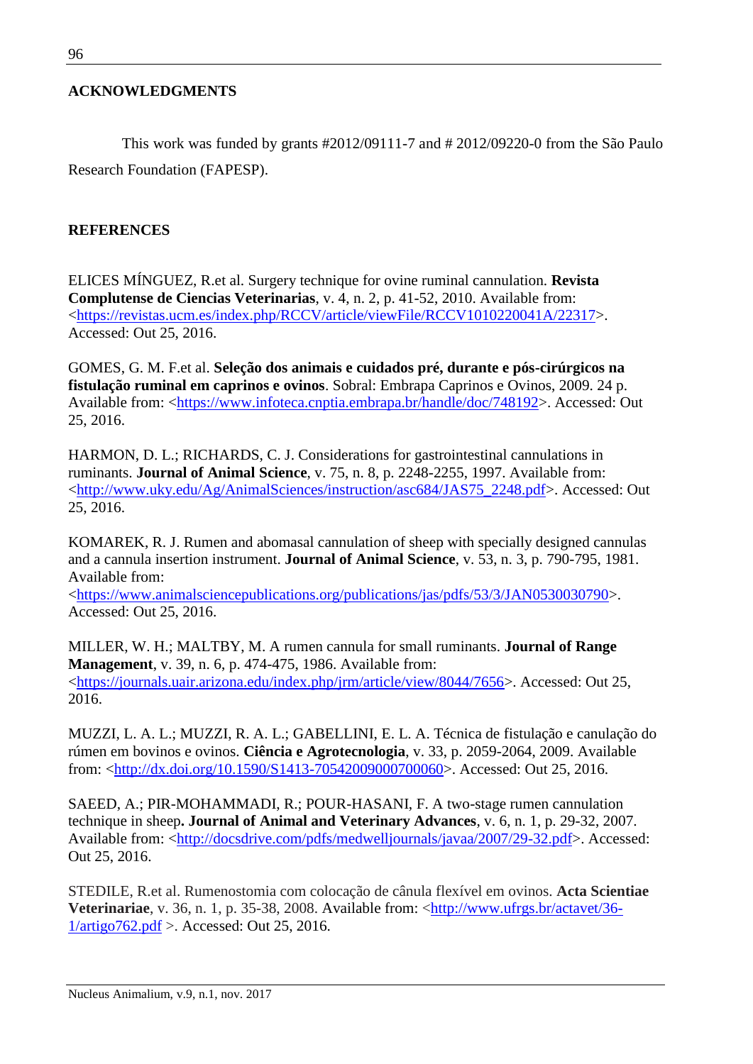## ACKNOWLEDGMENTS

This work was funded by grants #2012/09111-7 and # 2012/09220-0 from the São Paulo Research Foundation (FAPESP).

## REFERENCES

ELICES MÍNGUEZ, R.et al. Surgery technique for ovine ruminal cannulation. **Revista Complutense de Ciencias Veterinarias**, v. 4, n. 2, p. 41-52, 2010. Available from: <https://revistas.ucm.es/index.php/RCCV/article/viewFile/RCCV1010220041A/22317>. Accessed: Out 25, 2016.

GOMES, G. M. F.et al. **Seleção dos animais e cuidados pré, durante e pós-cirúrgicos na fistulação ruminal em caprinos e ovinos**. Sobral: Embrapa Caprinos e Ovinos, 2009. 24 p. Available from: <https://www.infoteca.cnptia.embrapa.br/handle/doc/748192>. Accessed: Out 25, 2016.

HARMON, D. L.; RICHARDS, C. J. Considerations for gastrointestinal cannulations in ruminants. **Journal of Animal Science**, v. 75, n. 8, p. 2248-2255, 1997. Available from: <http://www.uky.edu/Ag/AnimalSciences/instruction/asc684/JAS75_2248.pdf>. Accessed: Out 25, 2016.

KOMAREK, R. J. Rumen and abomasal cannulation of sheep with specially designed cannulas and a cannula insertion instrument. **Journal of Animal Science**, v. 53, n. 3, p. 790-795, 1981. Available from: <https://www.animalsciencepublications.org/publications/jas/pdfs/53/3/JAN0530030790>. Accessed: Out 25, 2016.

MILLER, W. H.; MALTBY, M. A rumen cannula for small ruminants. **Journal of Range Management**, v. 39, n. 6, p. 474-475, 1986. Available from: <https://journals.uair.arizona.edu/index.php/jrm/article/view/8044/7656>. Accessed: Out 25, 2016.

MUZZI, L. A. L.; MUZZI, R. A. L.; GABELLINI, E. L. A. Técnica de fistulação e canulação do rúmen em bovinos e ovinos. **Ciência e Agrotecnologia**, v. 33, p. 2059-2064, 2009. Available from: <http://dx.doi.org/10.1590/S1413-70542009000700060>. Accessed: Out 25, 2016.

SAEED, A.; PIR-MOHAMMADI, R.; POUR-HASANI, F. A two-stage rumen cannulation technique in sheep**. Journal of Animal and Veterinary Advances**, v. 6, n. 1, p. 29-32, 2007. Available from: <http://docsdrive.com/pdfs/medwelljournals/javaa/2007/29-32.pdf>. Accessed: Out 25, 2016.

STEDILE, R.et al. Rumenostomia com colocação de cânula flexível em ovinos. **Acta Scientiae Veterinariae**, v. 36, n. 1, p. 35-38, 2008. Available from: <http://www.ufrgs.br/actavet/36-1/artigo762.pdf >. Accessed: Out 25, 2016.